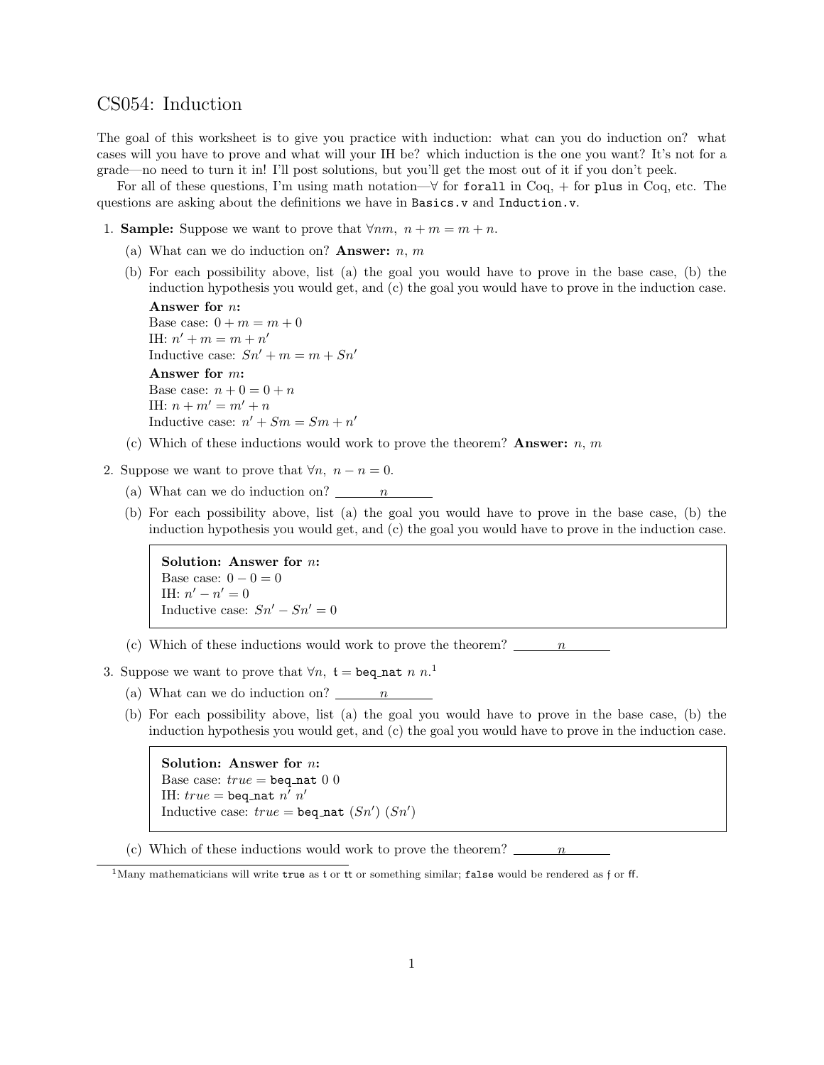# CS054: Induction

The goal of this worksheet is to give you practice with induction: what can you do induction on? what cases will you have to prove and what will your IH be? which induction is the one you want? It's not for a grade—no need to turn it in! I'll post solutions, but you'll get the most out of it if you don't peek.

For all of these questions, I'm using math notation—$\forall$ for `forall` in Coq, $+$ for `plus` in Coq, etc. The questions are asking about the definitions we have in `Basics.v` and `Induction.v`.

1. **Sample:** Suppose we want to prove that $\forall nm,\ n + m = m + n$.

   (a) What can we do induction on? **Answer:** $n$, $m$

   (b) For each possibility above, list (a) the goal you would have to prove in the base case, (b) the induction hypothesis you would get, and (c) the goal you would have to prove in the induction case.

   **Answer for $n$:**
   Base case: $0 + m = m + 0$
   IH: $n' + m = m + n'$
   Inductive case: $Sn' + m = m + Sn'$

   **Answer for $m$:**
   Base case: $n + 0 = 0 + n$
   IH: $n + m' = m' + n$
   Inductive case: $n' + Sm = Sm + n'$

   (c) Which of these inductions would work to prove the theorem? **Answer:** $n$, $m$

2. Suppose we want to prove that $\forall n,\ n - n = 0$.

   (a) What can we do induction on? $n$

   (b) For each possibility above, list (a) the goal you would have to prove in the base case, (b) the induction hypothesis you would get, and (c) the goal you would have to prove in the induction case.

   > **Solution: Answer for $n$:**
   > Base case: $0 - 0 = 0$
   > IH: $n' - n' = 0$
   > Inductive case: $Sn' - Sn' = 0$

   (c) Which of these inductions would work to prove the theorem? $n$

3. Suppose we want to prove that $\forall n,\ \mathfrak{t} =$ `beq_nat` $n\ n$.[1]

   (a) What can we do induction on? $n$

   (b) For each possibility above, list (a) the goal you would have to prove in the base case, (b) the induction hypothesis you would get, and (c) the goal you would have to prove in the induction case.

   > **Solution: Answer for $n$:**
   > Base case: $true =$ `beq_nat` $0\ 0$
   > IH: $true =$ `beq_nat` $n'\ n'$
   > Inductive case: $true =$ `beq_nat` $(Sn')\ (Sn')$

   (c) Which of these inductions would work to prove the theorem? $n$

[1] Many mathematicians will write `true` as $\mathfrak{t}$ or $\mathfrak{tt}$ or something similar; `false` would be rendered as $\mathfrak{f}$ or $\mathfrak{ff}$.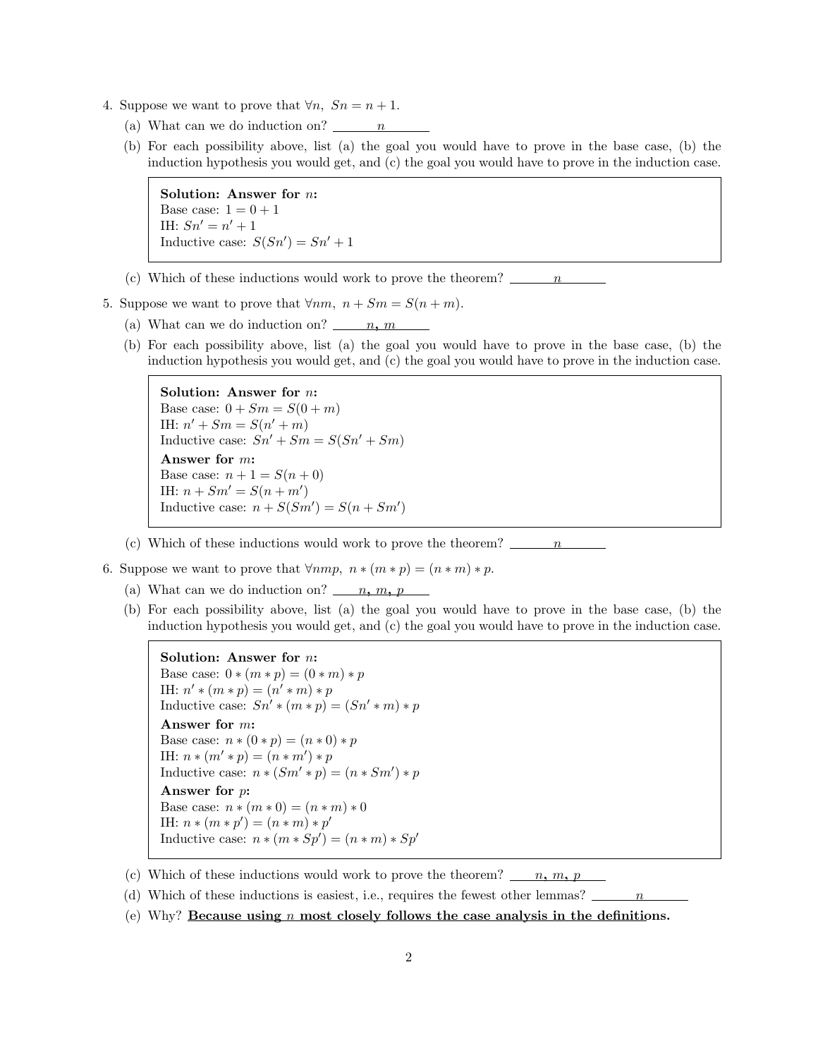4. Suppose we want to prove that $\forall n,\ Sn = n + 1$.

   (a) What can we do induction on? $\underline{\quad n \quad}$

   (b) For each possibility above, list (a) the goal you would have to prove in the base case, (b) the induction hypothesis you would get, and (c) the goal you would have to prove in the induction case.

   > **Solution: Answer for $n$:**
   > Base case: $1 = 0 + 1$
   > IH: $Sn' = n' + 1$
   > Inductive case: $S(Sn') = Sn' + 1$

   (c) Which of these inductions would work to prove the theorem? $\underline{\quad n \quad}$

5. Suppose we want to prove that $\forall nm,\ n + Sm = S(n + m)$.

   (a) What can we do induction on? $\underline{\quad n,\ m \quad}$

   (b) For each possibility above, list (a) the goal you would have to prove in the base case, (b) the induction hypothesis you would get, and (c) the goal you would have to prove in the induction case.

   > **Solution: Answer for $n$:**
   > Base case: $0 + Sm = S(0 + m)$
   > IH: $n' + Sm = S(n' + m)$
   > Inductive case: $Sn' + Sm = S(Sn' + Sm)$
   >
   > **Answer for $m$:**
   > Base case: $n + 1 = S(n + 0)$
   > IH: $n + Sm' = S(n + m')$
   > Inductive case: $n + S(Sm') = S(n + Sm')$

   (c) Which of these inductions would work to prove the theorem? $\underline{\quad n \quad}$

6. Suppose we want to prove that $\forall nmp,\ n * (m * p) = (n * m) * p$.

   (a) What can we do induction on? $\underline{\quad n,\ m,\ p \quad}$

   (b) For each possibility above, list (a) the goal you would have to prove in the base case, (b) the induction hypothesis you would get, and (c) the goal you would have to prove in the induction case.

   > **Solution: Answer for $n$:**
   > Base case: $0 * (m * p) = (0 * m) * p$
   > IH: $n' * (m * p) = (n' * m) * p$
   > Inductive case: $Sn' * (m * p) = (Sn' * m) * p$
   >
   > **Answer for $m$:**
   > Base case: $n * (0 * p) = (n * 0) * p$
   > IH: $n * (m' * p) = (n * m') * p$
   > Inductive case: $n * (Sm' * p) = (n * Sm') * p$
   >
   > **Answer for $p$:**
   > Base case: $n * (m * 0) = (n * m) * 0$
   > IH: $n * (m * p') = (n * m) * p'$
   > Inductive case: $n * (m * Sp') = (n * m) * Sp'$

   (c) Which of these inductions would work to prove the theorem? $\underline{\quad n,\ m,\ p \quad}$

   (d) Which of these inductions is easiest, i.e., requires the fewest other lemmas? $\underline{\quad n \quad}$

   (e) Why? **Because using $n$ most closely follows the case analysis in the definitions.**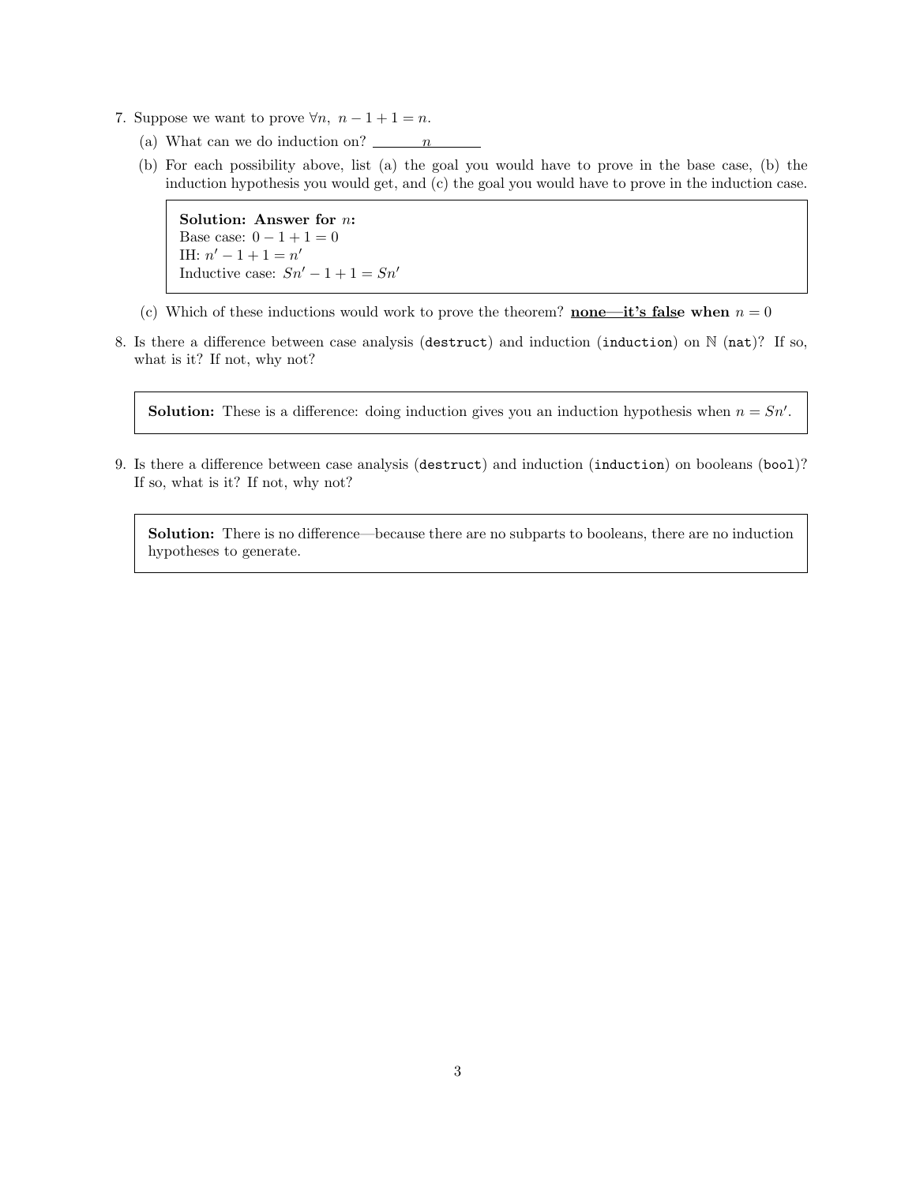7. Suppose we want to prove $\forall n,\ n - 1 + 1 = n$.

   (a) What can we do induction on? $\underline{\quad n \quad}$

   (b) For each possibility above, list (a) the goal you would have to prove in the base case, (b) the induction hypothesis you would get, and (c) the goal you would have to prove in the induction case.

   > **Solution: Answer for $n$:**
   > Base case: $0 - 1 + 1 = 0$
   > IH: $n' - 1 + 1 = n'$
   > Inductive case: $Sn' - 1 + 1 = Sn'$

   (c) Which of these inductions would work to prove the theorem? **<u>none—it's false</u> when** $n = 0$

8. Is there a difference between case analysis (`destruct`) and induction (`induction`) on $\mathbb{N}$ (`nat`)? If so, what is it? If not, why not?

   > **Solution:** These is a difference: doing induction gives you an induction hypothesis when $n = Sn'$.

9. Is there a difference between case analysis (`destruct`) and induction (`induction`) on booleans (`bool`)? If so, what is it? If not, why not?

   > **Solution:** There is no difference—because there are no subparts to booleans, there are no induction hypotheses to generate.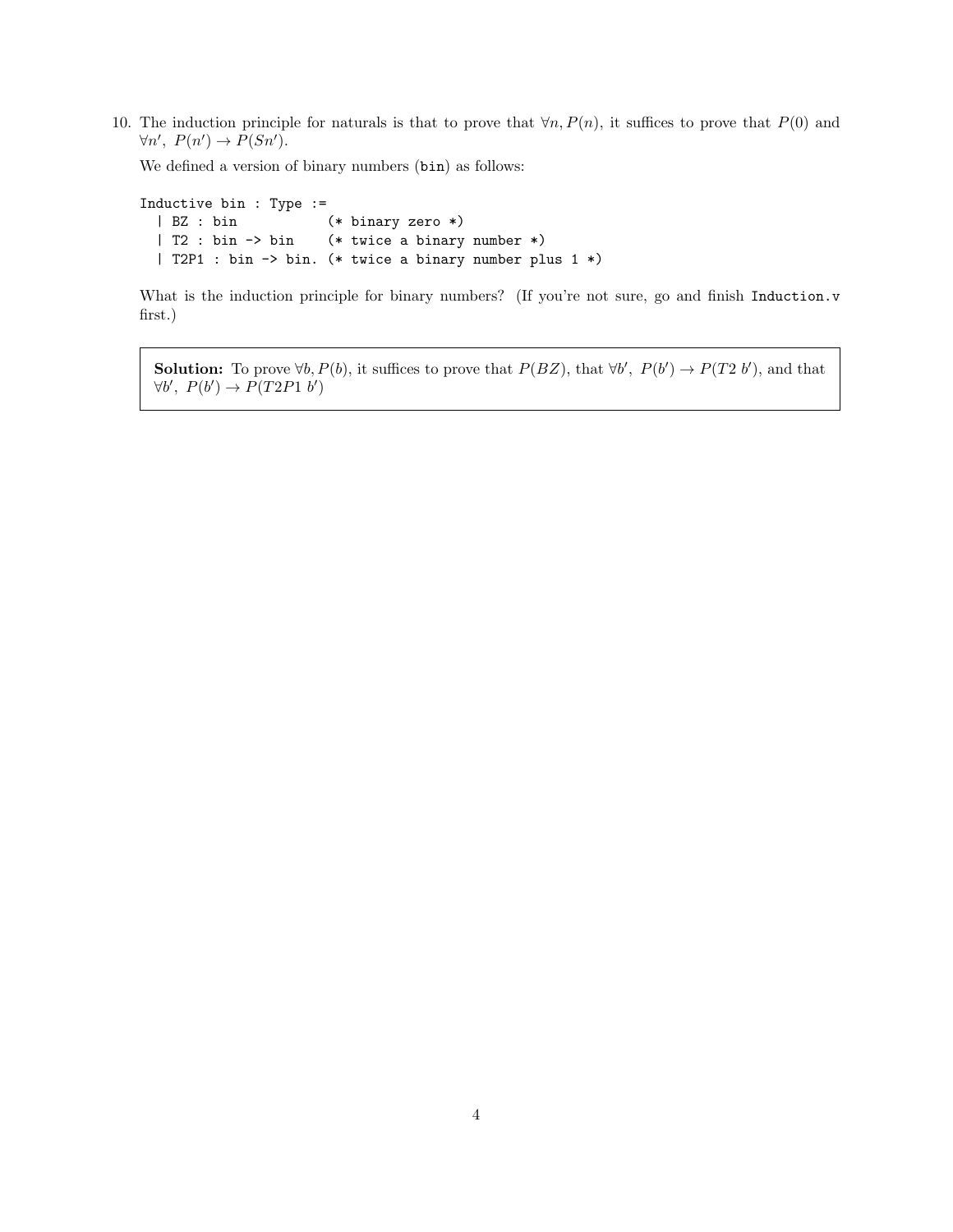10. The induction principle for naturals is that to prove that $\forall n, P(n)$, it suffices to prove that $P(0)$ and $\forall n',\ P(n') \to P(Sn')$.

    We defined a version of binary numbers (`bin`) as follows:

```
Inductive bin : Type :=
  | BZ : bin           (* binary zero *)
  | T2 : bin -> bin    (* twice a binary number *)
  | T2P1 : bin -> bin. (* twice a binary number plus 1 *)
```

    What is the induction principle for binary numbers? (If you're not sure, go and finish `Induction.v` first.)

> **Solution:** To prove $\forall b, P(b)$, it suffices to prove that $P(BZ)$, that $\forall b',\ P(b') \to P(T2\ b')$, and that $\forall b',\ P(b') \to P(T2P1\ b')$